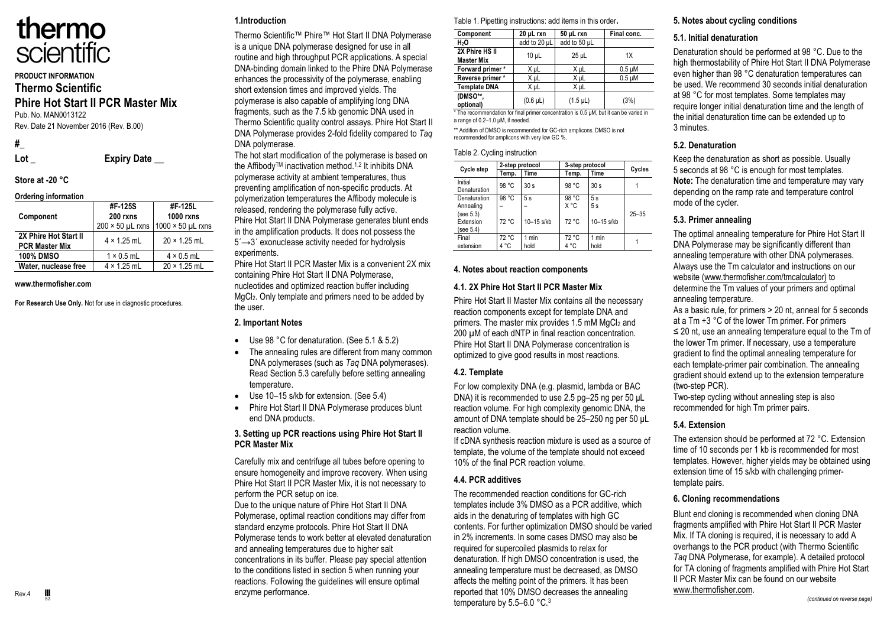# thermo scientific

**PRODUCT INFORMATION**

## Thermo Scientific Phire Hot Start II PCR Master Mix

Pub. No. MAN0013122

Rev. Date 21 November 2016 (Rev. B.00)

**#_**

**Lot _** **Expiry Date __**

**Store at -20 °C**

**Ordering information**

| Component | #F-125S 200 rxns 200 × 50 µL rxns | #F-125L 1000 rxns 1000 × 50 µL rxns |
|---|---|---|
| 2X Phire Hot Start II PCR Master Mix | 4 × 1.25 mL | 20 × 1.25 mL |
| 100% DMSO | 1 × 0.5 mL | 4 × 0.5 mL |
| Water, nuclease free | 4 × 1.25 mL | 20 × 1.25 mL |

**www.thermofisher.com**

**For Research Use Only.** Not for use in diagnostic procedures.

### 1.Introduction

Thermo Scientific™ Phire™ Hot Start II DNA Polymerase is a unique DNA polymerase designed for use in all routine and high throughput PCR applications. A special DNA-binding domain linked to the Phire DNA Polymerase enhances the processivity of the polymerase, enabling short extension times and improved yields. The polymerase is also capable of amplifying long DNA fragments, such as the 7.5 kb genomic DNA used in Thermo Scientific quality control assays. Phire Hot Start II DNA Polymerase provides 2-fold fidelity compared to *Taq* DNA polymerase.

The hot start modification of the polymerase is based on the Affibody™ inactivation method.[1,2] It inhibits DNA polymerase activity at ambient temperatures, thus preventing amplification of non-specific products. At polymerization temperatures the Affibody molecule is released, rendering the polymerase fully active. Phire Hot Start II DNA Polymerase generates blunt ends in the amplification products. It does not possess the 5´→3´ exonuclease activity needed for hydrolysis experiments.

Phire Hot Start II PCR Master Mix is a convenient 2X mix containing Phire Hot Start II DNA Polymerase, nucleotides and optimized reaction buffer including $MgCl_2$. Only template and primers need to be added by the user.

### 2. Important Notes

- Use 98 °C for denaturation. (See 5.1 & 5.2)
- The annealing rules are different from many common DNA polymerases (such as *Taq* DNA polymerases). Read Section 5.3 carefully before setting annealing temperature.
- Use 10–15 s/kb for extension. (See 5.4)
- Phire Hot Start II DNA Polymerase produces blunt end DNA products.

### 3. Setting up PCR reactions using Phire Hot Start II PCR Master Mix

Carefully mix and centrifuge all tubes before opening to ensure homogeneity and improve recovery. When using Phire Hot Start II PCR Master Mix, it is not necessary to perform the PCR setup on ice.

Due to the unique nature of Phire Hot Start II DNA Polymerase, optimal reaction conditions may differ from standard enzyme protocols. Phire Hot Start II DNA Polymerase tends to work better at elevated denaturation and annealing temperatures due to higher salt concentrations in its buffer. Please pay special attention to the conditions listed in section 5 when running your reactions. Following the guidelines will ensure optimal enzyme performance.

Table 1. Pipetting instructions: add items in this order**.**

| Component | 20 µL rxn | 50 µL rxn | Final conc. |
|---|---|---|---|
| $H_2O$ | add to 20 µL | add to 50 µL | |
| 2X Phire HS II Master Mix | 10 µL | 25 µL | 1X |
| Forward primer * | X µL | X µL | 0.5 µM |
| Reverse primer * | X µL | X µL | 0.5 µM |
| Template DNA | X µL | X µL | |
| (DMSO**, optional) | (0.6 µL) | (1.5 µL) | (3%) |

\* The recommendation for final primer concentration is 0.5 µM, but it can be varied in a range of 0.2–1.0 µM, if needed.

\*\* Addition of DMSO is recommended for GC-rich amplicons. DMSO is not recommended for amplicons with very low GC %.

Table 2. Cycling instruction

| Cycle step | 2-step protocol | | 3-step protocol | | Cycles |
|---|---|---|---|---|---|
| | Temp. | Time | Temp. | Time | |
| Initial Denaturation | 98 °C | 30 s | 98 °C | 30 s | 1 |
| Denaturation | 98 °C | 5 s | 98 °C | 5 s | 25–35 |
| Annealing (see 5.3) | – | – | X °C | 5 s | |
| Extension (see 5.4) | 72 °C | 10–15 s/kb | 72 °C | 10–15 s/kb | |
| Final extension | 72 °C<br>4 °C | 1 min<br>hold | 72 °C<br>4 °C | 1 min<br>hold | 1 |

### 4. Notes about reaction components

#### 4.1. 2X Phire Hot Start II PCR Master Mix

Phire Hot Start II Master Mix contains all the necessary reaction components except for template DNA and primers. The master mix provides 1.5 mM $MgCl_2$ and 200 µM of each dNTP in final reaction concentration. Phire Hot Start II DNA Polymerase concentration is optimized to give good results in most reactions.

#### 4.2. Template

For low complexity DNA (e.g. plasmid, lambda or BAC DNA) it is recommended to use 2.5 pg–25 ng per 50 µL reaction volume. For high complexity genomic DNA, the amount of DNA template should be 25–250 ng per 50 µL reaction volume.

If cDNA synthesis reaction mixture is used as a source of template, the volume of the template should not exceed 10% of the final PCR reaction volume.

#### 4.4. PCR additives

The recommended reaction conditions for GC-rich templates include 3% DMSO as a PCR additive, which aids in the denaturing of templates with high GC contents. For further optimization DMSO should be varied in 2% increments. In some cases DMSO may also be required for supercoiled plasmids to relax for denaturation. If high DMSO concentration is used, the annealing temperature must be decreased, as DMSO affects the melting point of the primers. It has been reported that 10% DMSO decreases the annealing temperature by 5.5–6.0 °C.[3]

### 5. Notes about cycling conditions

#### 5.1. Initial denaturation

Denaturation should be performed at 98 °C. Due to the high thermostability of Phire Hot Start II DNA Polymerase even higher than 98 °C denaturation temperatures can be used. We recommend 30 seconds initial denaturation at 98 °C for most templates. Some templates may require longer initial denaturation time and the length of the initial denaturation time can be extended up to 3 minutes.

#### 5.2. Denaturation

Keep the denaturation as short as possible. Usually 5 seconds at 98 °C is enough for most templates. **Note:** The denaturation time and temperature may vary depending on the ramp rate and temperature control mode of the cycler.

#### 5.3. Primer annealing

The optimal annealing temperature for Phire Hot Start II DNA Polymerase may be significantly different than annealing temperature with other DNA polymerases. Always use the Tm calculator and instructions on our website (www.thermofisher.com/tmcalculator) to determine the Tm values of your primers and optimal annealing temperature.

As a basic rule, for primers > 20 nt, anneal for 5 seconds at a Tm +3 °C of the lower Tm primer. For primers ≤ 20 nt, use an annealing temperature equal to the Tm of the lower Tm primer. If necessary, use a temperature gradient to find the optimal annealing temperature for each template-primer pair combination. The annealing gradient should extend up to the extension temperature (two-step PCR).

Two-step cycling without annealing step is also recommended for high Tm primer pairs.

#### 5.4. Extension

The extension should be performed at 72 °C. Extension time of 10 seconds per 1 kb is recommended for most templates. However, higher yields may be obtained using extension time of 15 s/kb with challenging primer-template pairs.

### 6. Cloning recommendations

Blunt end cloning is recommended when cloning DNA fragments amplified with Phire Hot Start II PCR Master Mix. If TA cloning is required, it is necessary to add A overhangs to the PCR product (with Thermo Scientific *Taq* DNA Polymerase, for example). A detailed protocol for TA cloning of fragments amplified with Phire Hot Start II PCR Master Mix can be found on our website www.thermofisher.com.

*(continued on reverse page)*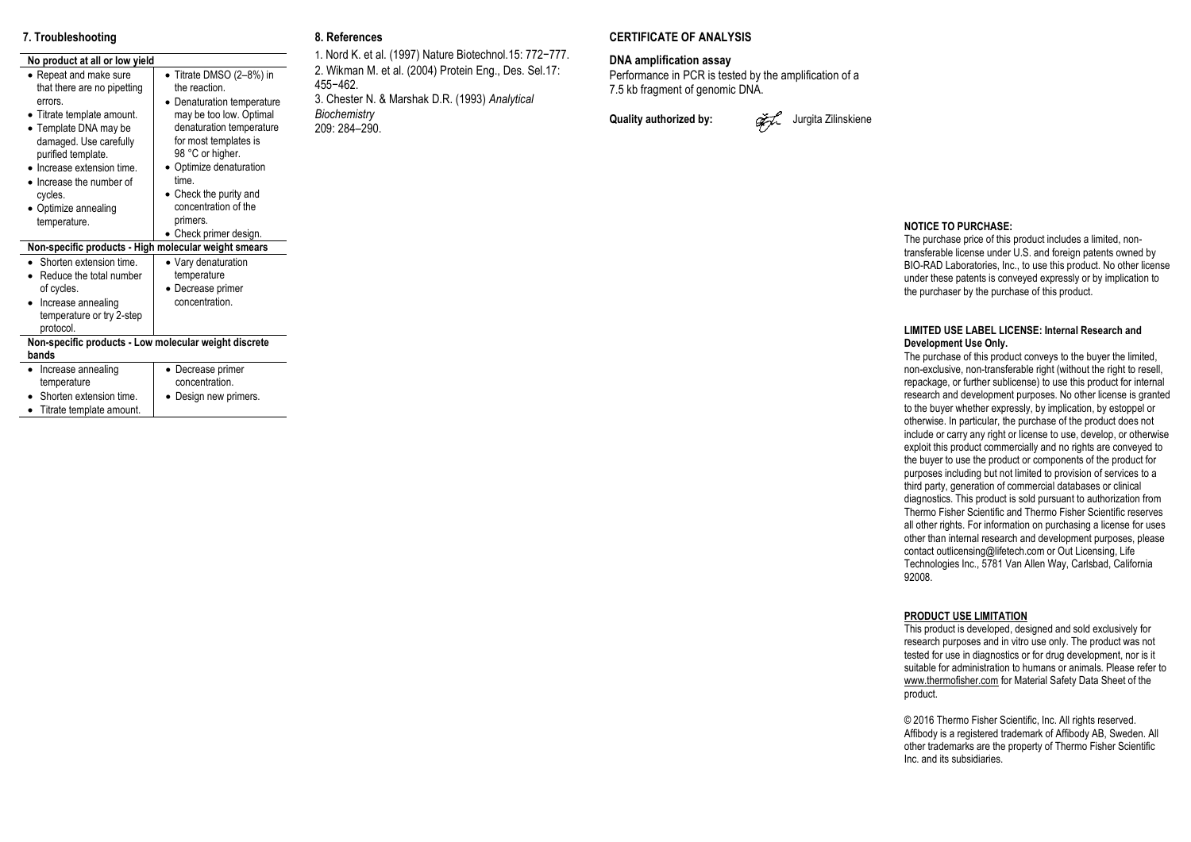## 7. Troubleshooting

| No product at all or low yield | |
|---|---|
| • Repeat and make sure that there are no pipetting errors.<br>• Titrate template amount.<br>• Template DNA may be damaged. Use carefully purified template.<br>• Increase extension time.<br>• Increase the number of cycles.<br>• Optimize annealing temperature. | • Titrate DMSO (2–8%) in the reaction.<br>• Denaturation temperature may be too low. Optimal denaturation temperature for most templates is 98 °C or higher.<br>• Optimize denaturation time.<br>• Check the purity and concentration of the primers.<br>• Check primer design. |
| **Non-specific products - High molecular weight smears** | |
| • Shorten extension time.<br>• Reduce the total number of cycles.<br>• Increase annealing temperature or try 2-step protocol. | • Vary denaturation temperature<br>• Decrease primer concentration. |
| **Non-specific products - Low molecular weight discrete bands** | |
| • Increase annealing temperature<br>• Shorten extension time.<br>• Titrate template amount. | • Decrease primer concentration.<br>• Design new primers. |

## 8. References

1. Nord K. et al. (1997) Nature Biotechnol.15: 772−777.
2. Wikman M. et al. (2004) Protein Eng., Des. Sel.17: 455−462.
3. Chester N. & Marshak D.R. (1993) *Analytical Biochemistry* 209: 284–290.

## CERTIFICATE OF ANALYSIS

**DNA amplification assay**

Performance in PCR is tested by the amplification of a 7.5 kb fragment of genomic DNA.

**Quality authorized by:** Jurgita Zilinskiene

**NOTICE TO PURCHASE:**

The purchase price of this product includes a limited, non-transferable license under U.S. and foreign patents owned by BIO-RAD Laboratories, Inc., to use this product. No other license under these patents is conveyed expressly or by implication to the purchaser by the purchase of this product.

**LIMITED USE LABEL LICENSE: Internal Research and Development Use Only.**

The purchase of this product conveys to the buyer the limited, non-exclusive, non-transferable right (without the right to resell, repackage, or further sublicense) to use this product for internal research and development purposes. No other license is granted to the buyer whether expressly, by implication, by estoppel or otherwise. In particular, the purchase of the product does not include or carry any right or license to use, develop, or otherwise exploit this product commercially and no rights are conveyed to the buyer to use the product or components of the product for purposes including but not limited to provision of services to a third party, generation of commercial databases or clinical diagnostics. This product is sold pursuant to authorization from Thermo Fisher Scientific and Thermo Fisher Scientific reserves all other rights. For information on purchasing a license for uses other than internal research and development purposes, please contact outlicensing@lifetech.com or Out Licensing, Life Technologies Inc., 5781 Van Allen Way, Carlsbad, California 92008.

**PRODUCT USE LIMITATION**

This product is developed, designed and sold exclusively for research purposes and in vitro use only. The product was not tested for use in diagnostics or for drug development, nor is it suitable for administration to humans or animals. Please refer to www.thermofisher.com for Material Safety Data Sheet of the product.

© 2016 Thermo Fisher Scientific, Inc. All rights reserved. Affibody is a registered trademark of Affibody AB, Sweden. All other trademarks are the property of Thermo Fisher Scientific Inc. and its subsidiaries.